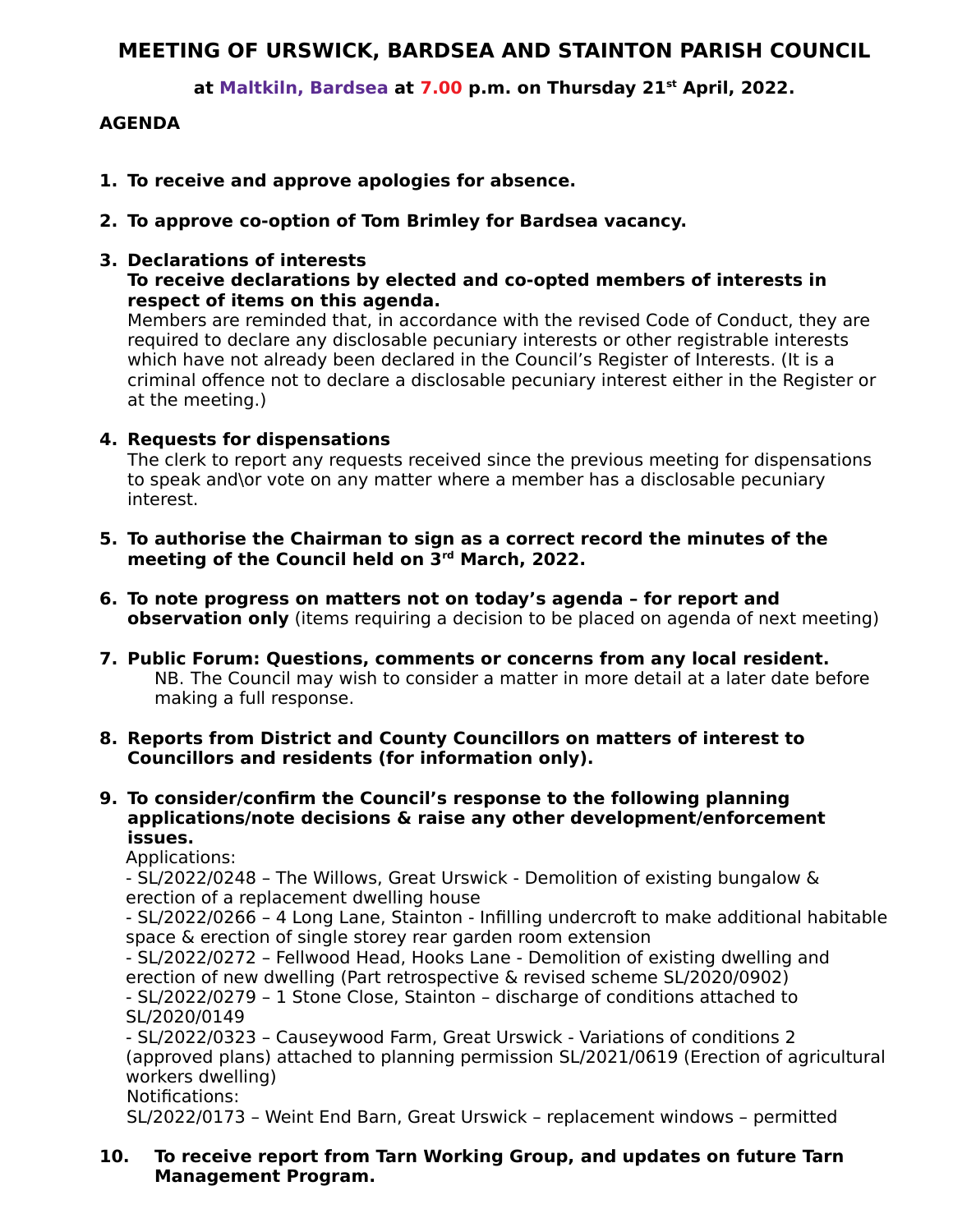# MEETING OF URSWICK, BARDSEA AND STAINTON PARISH COUNCIL

**at Maltkiln, Bardsea at 7.00 p.m. on Thursday 21st April, 2022.**

**AGENDA**

1. **To receive and approve apologies for absence.**

2. **To approve co-option of Tom Brimley for Bardsea vacancy.**

3. **Declarations of interests**
   **To receive declarations by elected and co-opted members of interests in respect of items on this agenda.**
   Members are reminded that, in accordance with the revised Code of Conduct, they are required to declare any disclosable pecuniary interests or other registrable interests which have not already been declared in the Council's Register of Interests. (It is a criminal offence not to declare a disclosable pecuniary interest either in the Register or at the meeting.)

4. **Requests for dispensations**
   The clerk to report any requests received since the previous meeting for dispensations to speak and\or vote on any matter where a member has a disclosable pecuniary interest.

5. **To authorise the Chairman to sign as a correct record the minutes of the meeting of the Council held on 3rd March, 2022.**

6. **To note progress on matters not on today's agenda – for report and observation only** (items requiring a decision to be placed on agenda of next meeting)

7. **Public Forum: Questions, comments or concerns from any local resident.**
   NB. The Council may wish to consider a matter in more detail at a later date before making a full response.

8. **Reports from District and County Councillors on matters of interest to Councillors and residents (for information only).**

9. **To consider/confirm the Council's response to the following planning applications/note decisions & raise any other development/enforcement issues.**
   Applications:
   - SL/2022/0248 – The Willows, Great Urswick - Demolition of existing bungalow & erection of a replacement dwelling house
   - SL/2022/0266 – 4 Long Lane, Stainton - Infilling undercroft to make additional habitable space & erection of single storey rear garden room extension
   - SL/2022/0272 – Fellwood Head, Hooks Lane - Demolition of existing dwelling and erection of new dwelling (Part retrospective & revised scheme SL/2020/0902)
   - SL/2022/0279 – 1 Stone Close, Stainton – discharge of conditions attached to SL/2020/0149
   - SL/2022/0323 – Causeywood Farm, Great Urswick - Variations of conditions 2 (approved plans) attached to planning permission SL/2021/0619 (Erection of agricultural workers dwelling)

   Notifications:
   SL/2022/0173 – Weint End Barn, Great Urswick – replacement windows – permitted

10. **To receive report from Tarn Working Group, and updates on future Tarn Management Program.**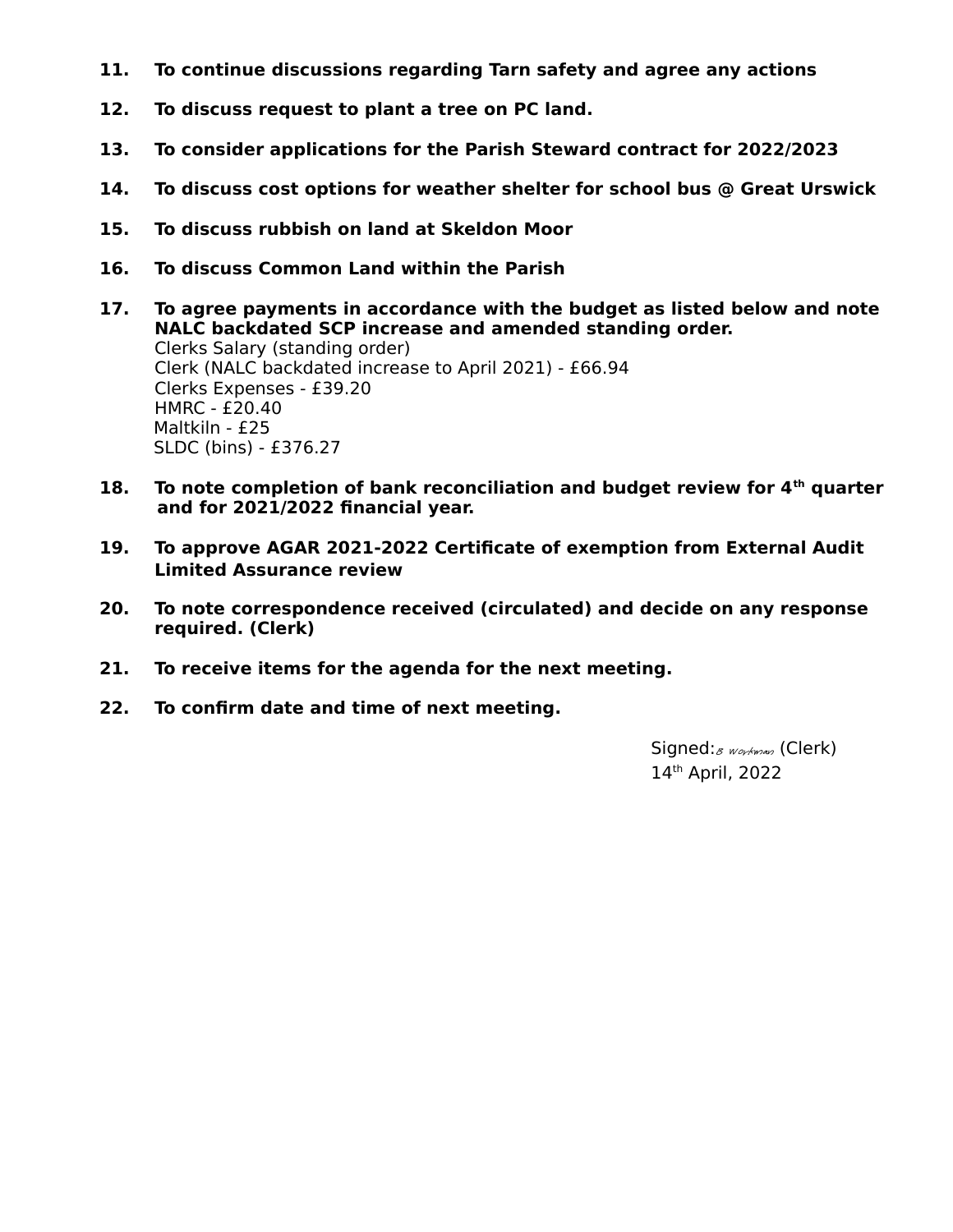**11. To continue discussions regarding Tarn safety and agree any actions**

**12. To discuss request to plant a tree on PC land.**

**13. To consider applications for the Parish Steward contract for 2022/2023**

**14. To discuss cost options for weather shelter for school bus @ Great Urswick**

**15. To discuss rubbish on land at Skeldon Moor**

**16. To discuss Common Land within the Parish**

**17. To agree payments in accordance with the budget as listed below and note NALC backdated SCP increase and amended standing order.**
Clerks Salary (standing order)
Clerk (NALC backdated increase to April 2021) - £66.94
Clerks Expenses - £39.20
HMRC - £20.40
Maltkiln - £25
SLDC (bins) - £376.27

**18. To note completion of bank reconciliation and budget review for 4th quarter and for 2021/2022 financial year.**

**19. To approve AGAR 2021-2022 Certificate of exemption from External Audit Limited Assurance review**

**20. To note correspondence received (circulated) and decide on any response required. (Clerk)**

**21. To receive items for the agenda for the next meeting.**

**22. To confirm date and time of next meeting.**

Signed: *B Workman* (Clerk)
14th April, 2022